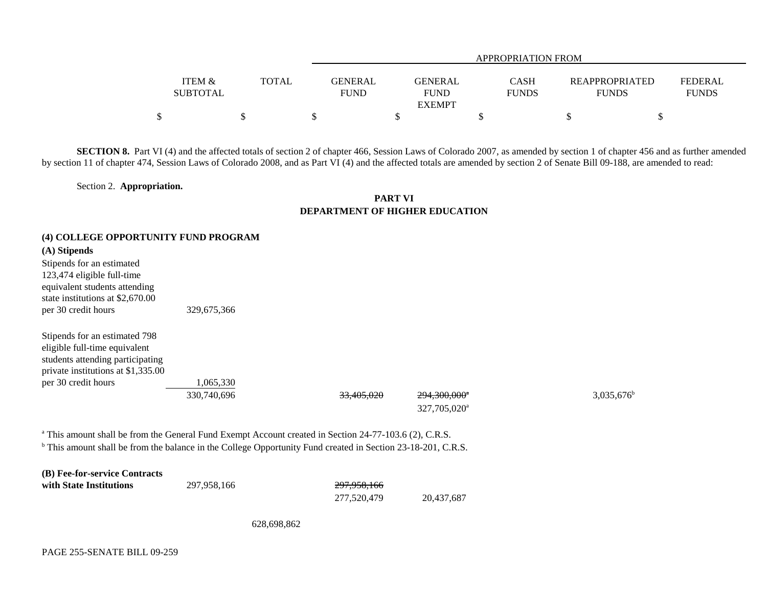| | ITEM & SUBTOTAL | TOTAL | GENERAL FUND | GENERAL FUND EXEMPT | CASH FUNDS | REAPPROPRIATED FUNDS | FEDERAL FUNDS |
|---|---|---|---|---|---|---|---|
| | | | APPROPRIATION FROM | | | | |
| | $ | $ | $ | $ | $ | $ | $ |

**SECTION 8.** Part VI (4) and the affected totals of section 2 of chapter 466, Session Laws of Colorado 2007, as amended by section 1 of chapter 456 and as further amended by section 11 of chapter 474, Session Laws of Colorado 2008, and as Part VI (4) and the affected totals are amended by section 2 of Senate Bill 09-188, are amended to read:

Section 2. **Appropriation.**

## PART VI
## DEPARTMENT OF HIGHER EDUCATION

| | ITEM & SUBTOTAL | TOTAL | GENERAL FUND | GENERAL FUND EXEMPT | CASH FUNDS | REAPPROPRIATED FUNDS | FEDERAL FUNDS |
|---|---|---|---|---|---|---|---|
| **(4) COLLEGE OPPORTUNITY FUND PROGRAM** | | | | | | | |
| **(A) Stipends** | | | | | | | |
| Stipends for an estimated 123,474 eligible full-time equivalent students attending state institutions at $2,670.00 per 30 credit hours | 329,675,366 | | | | | | |
| Stipends for an estimated 798 eligible full-time equivalent students attending participating private institutions at $1,335.00 per 30 credit hours | 1,065,330 | | | | | | |
| | 330,740,696 | | ~~33,405,020~~ | ~~294,300,000[a]~~ 327,705,020[a] | | 3,035,676[b] | |

[a] This amount shall be from the General Fund Exempt Account created in Section 24-77-103.6 (2), C.R.S.
[b] This amount shall be from the balance in the College Opportunity Fund created in Section 23-18-201, C.R.S.

| | ITEM & SUBTOTAL | TOTAL | GENERAL FUND | GENERAL FUND EXEMPT | CASH FUNDS | REAPPROPRIATED FUNDS | FEDERAL FUNDS |
|---|---|---|---|---|---|---|---|
| **(B) Fee-for-service Contracts with State Institutions** | 297,958,166 | | ~~297,958,166~~ 277,520,479 | 20,437,687 | | | |
| | | 628,698,862 | | | | | |

PAGE 255-SENATE BILL 09-259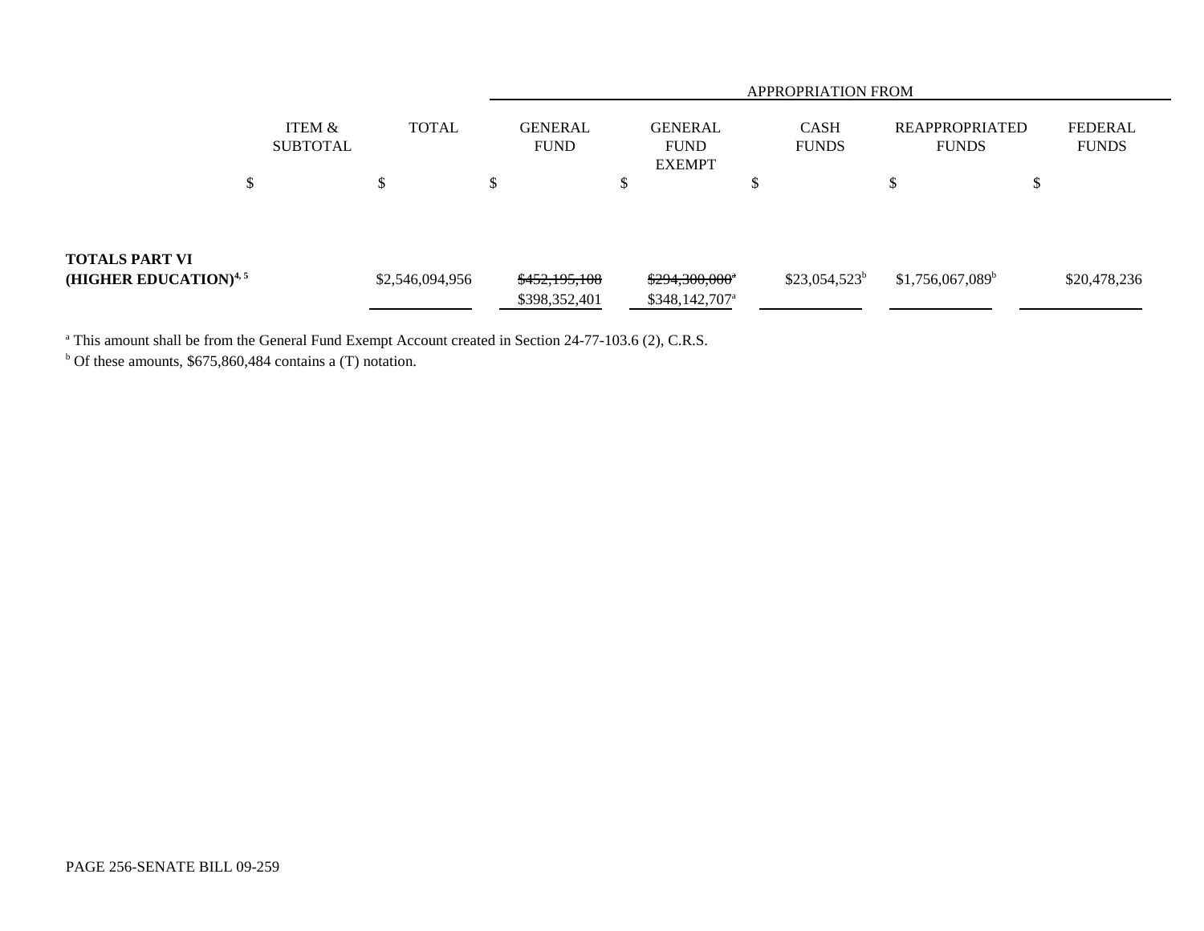| | ITEM & SUBTOTAL | TOTAL | APPROPRIATION FROM GENERAL FUND | GENERAL FUND EXEMPT | CASH FUNDS | REAPPROPRIATED FUNDS | FEDERAL FUNDS |
|---|---|---|---|---|---|---|---|
| | $ | $ | $ | $ | $ | $ | $ |
| **TOTALS PART VI (HIGHER EDUCATION)**[4, 5] | | $2,546,094,956 | ~~$452,195,108~~ $398,352,401 | ~~$294,300,000~~[a] $348,142,707[a] | $23,054,523[b] | $1,756,067,089[b] | $20,478,236 |

[a] This amount shall be from the General Fund Exempt Account created in Section 24-77-103.6 (2), C.R.S.
[b] Of these amounts, $675,860,484 contains a (T) notation.

PAGE 256-SENATE BILL 09-259